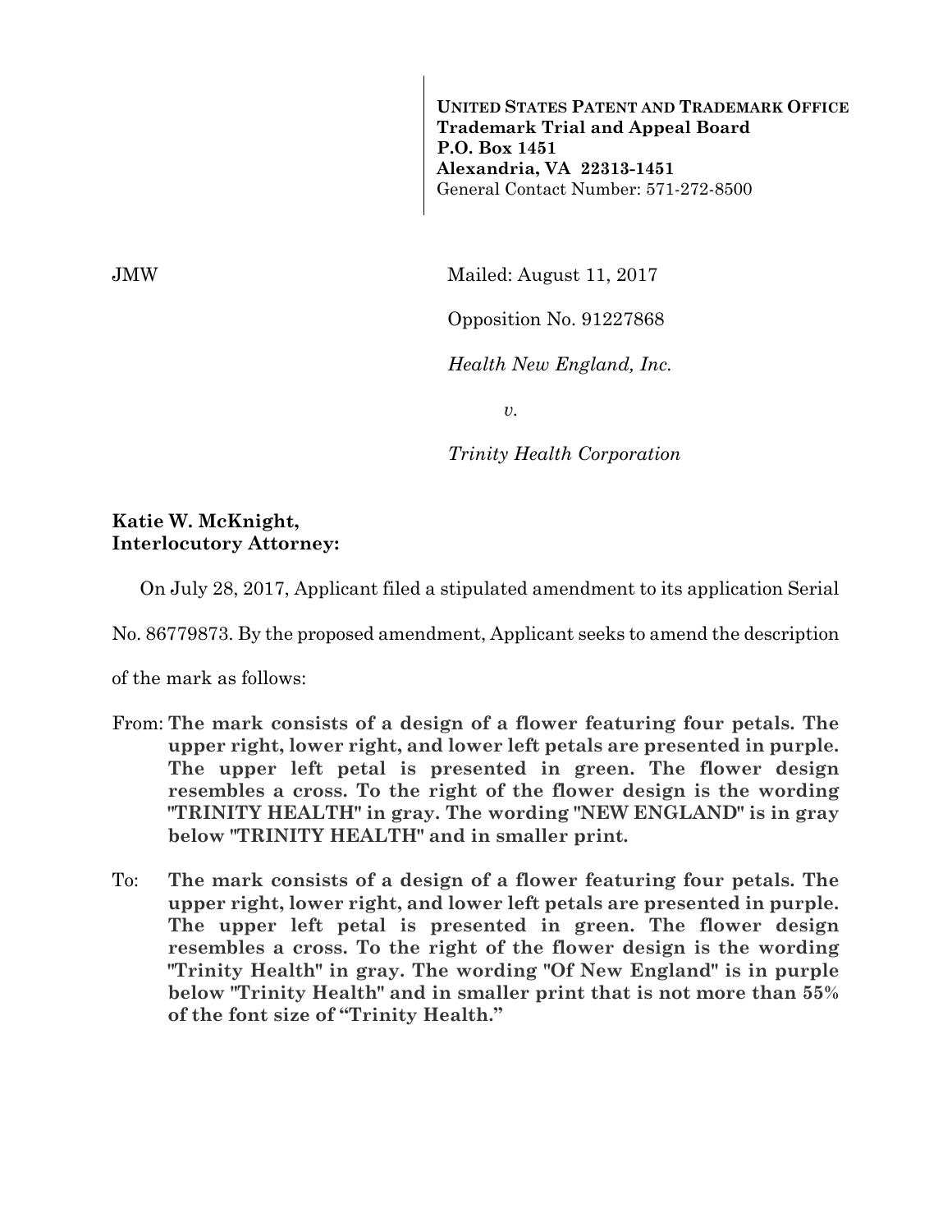**UNITED STATES PATENT AND TRADEMARK OFFICE**
**Trademark Trial and Appeal Board**
**P.O. Box 1451**
**Alexandria, VA 22313-1451**
General Contact Number: 571-272-8500

JMW

Mailed: August 11, 2017

Opposition No. 91227868

*Health New England, Inc.*

*v.*

*Trinity Health Corporation*

**Katie W. McKnight,**
**Interlocutory Attorney:**

On July 28, 2017, Applicant filed a stipulated amendment to its application Serial No. 86779873. By the proposed amendment, Applicant seeks to amend the description of the mark as follows:

From: **The mark consists of a design of a flower featuring four petals. The upper right, lower right, and lower left petals are presented in purple. The upper left petal is presented in green. The flower design resembles a cross. To the right of the flower design is the wording "TRINITY HEALTH" in gray. The wording "NEW ENGLAND" is in gray below "TRINITY HEALTH" and in smaller print.**

To: **The mark consists of a design of a flower featuring four petals. The upper right, lower right, and lower left petals are presented in purple. The upper left petal is presented in green. The flower design resembles a cross. To the right of the flower design is the wording "Trinity Health" in gray. The wording "Of New England" is in purple below "Trinity Health" and in smaller print that is not more than 55% of the font size of "Trinity Health."**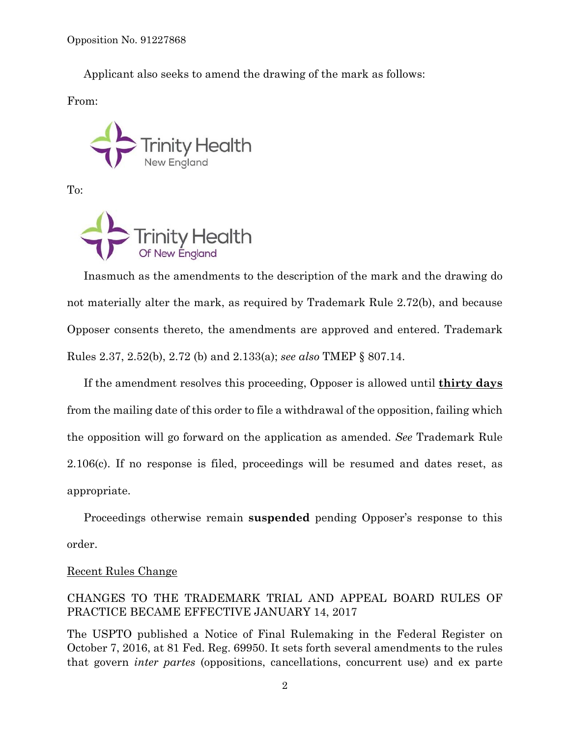Applicant also seeks to amend the drawing of the mark as follows:

From:

To:

Inasmuch as the amendments to the description of the mark and the drawing do not materially alter the mark, as required by Trademark Rule 2.72(b), and because Opposer consents thereto, the amendments are approved and entered. Trademark Rules 2.37, 2.52(b), 2.72 (b) and 2.133(a); *see also* TMEP § 807.14.

If the amendment resolves this proceeding, Opposer is allowed until **thirty days** from the mailing date of this order to file a withdrawal of the opposition, failing which the opposition will go forward on the application as amended. *See* Trademark Rule 2.106(c). If no response is filed, proceedings will be resumed and dates reset, as appropriate.

Proceedings otherwise remain **suspended** pending Opposer's response to this order.

Recent Rules Change

CHANGES TO THE TRADEMARK TRIAL AND APPEAL BOARD RULES OF PRACTICE BECAME EFFECTIVE JANUARY 14, 2017

The USPTO published a Notice of Final Rulemaking in the Federal Register on October 7, 2016, at 81 Fed. Reg. 69950. It sets forth several amendments to the rules that govern *inter partes* (oppositions, cancellations, concurrent use) and ex parte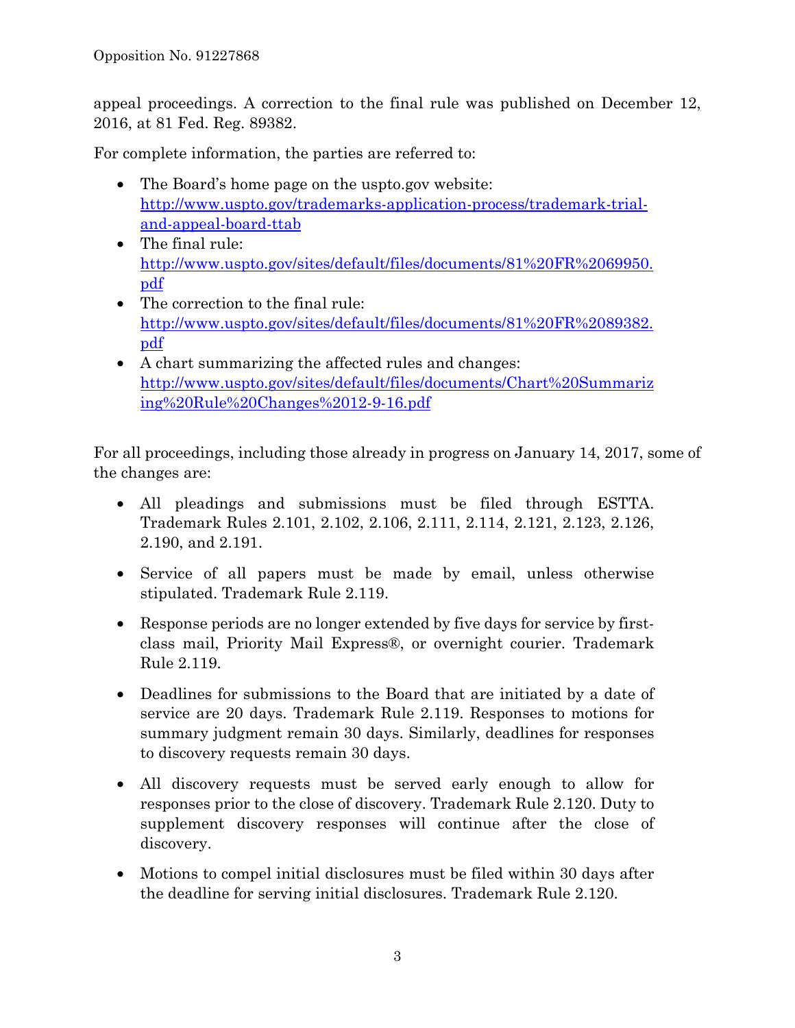appeal proceedings. A correction to the final rule was published on December 12, 2016, at 81 Fed. Reg. 89382.

For complete information, the parties are referred to:

- The Board's home page on the uspto.gov website: [http://www.uspto.gov/trademarks-application-process/trademark-trial-and-appeal-board-ttab](http://www.uspto.gov/trademarks-application-process/trademark-trial-and-appeal-board-ttab)
- The final rule: [http://www.uspto.gov/sites/default/files/documents/81%20FR%2069950.pdf](http://www.uspto.gov/sites/default/files/documents/81%20FR%2069950.pdf)
- The correction to the final rule: [http://www.uspto.gov/sites/default/files/documents/81%20FR%2089382.pdf](http://www.uspto.gov/sites/default/files/documents/81%20FR%2089382.pdf)
- A chart summarizing the affected rules and changes: [http://www.uspto.gov/sites/default/files/documents/Chart%20Summarizing%20Rule%20Changes%2012-9-16.pdf](http://www.uspto.gov/sites/default/files/documents/Chart%20Summarizing%20Rule%20Changes%2012-9-16.pdf)

For all proceedings, including those already in progress on January 14, 2017, some of the changes are:

- All pleadings and submissions must be filed through ESTTA. Trademark Rules 2.101, 2.102, 2.106, 2.111, 2.114, 2.121, 2.123, 2.126, 2.190, and 2.191.

- Service of all papers must be made by email, unless otherwise stipulated. Trademark Rule 2.119.

- Response periods are no longer extended by five days for service by first-class mail, Priority Mail Express®, or overnight courier. Trademark Rule 2.119.

- Deadlines for submissions to the Board that are initiated by a date of service are 20 days. Trademark Rule 2.119. Responses to motions for summary judgment remain 30 days. Similarly, deadlines for responses to discovery requests remain 30 days.

- All discovery requests must be served early enough to allow for responses prior to the close of discovery. Trademark Rule 2.120. Duty to supplement discovery responses will continue after the close of discovery.

- Motions to compel initial disclosures must be filed within 30 days after the deadline for serving initial disclosures. Trademark Rule 2.120.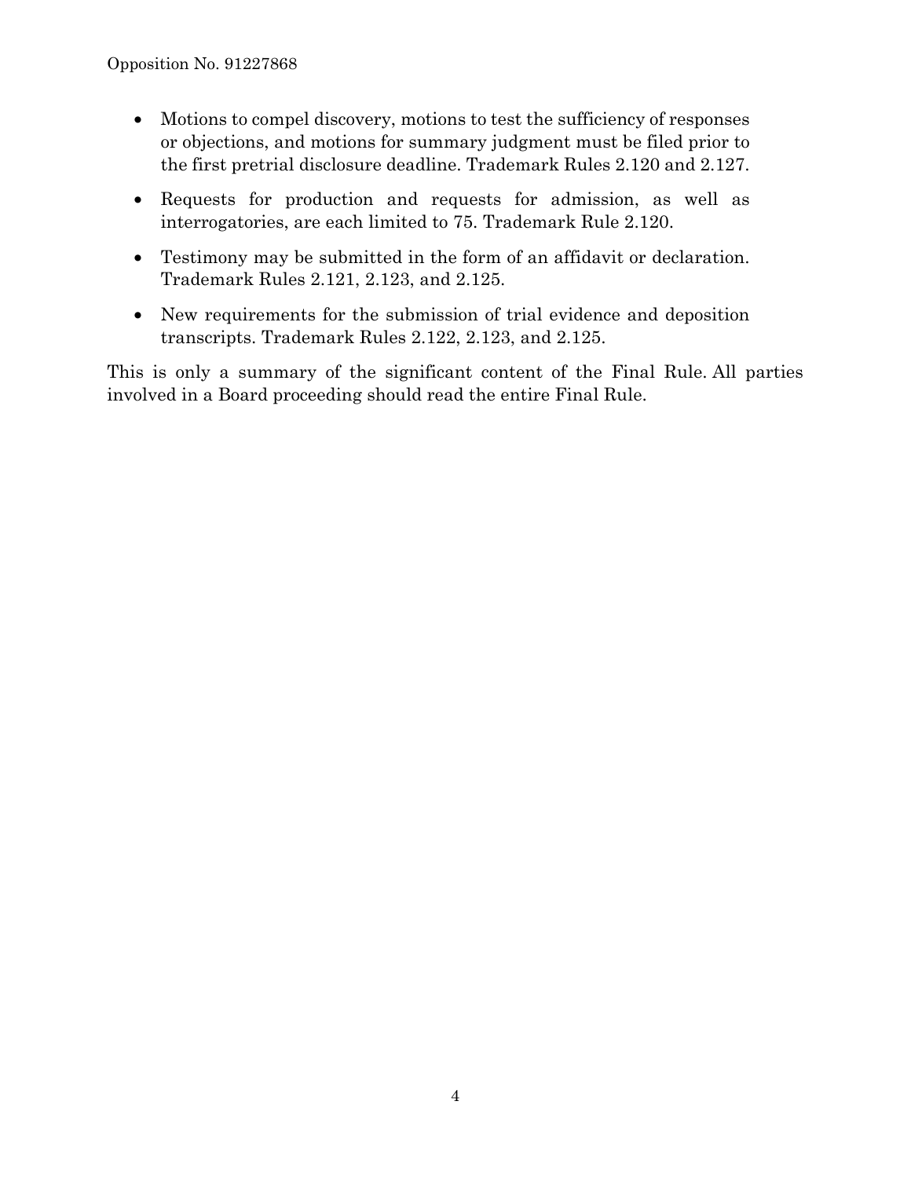- Motions to compel discovery, motions to test the sufficiency of responses or objections, and motions for summary judgment must be filed prior to the first pretrial disclosure deadline. Trademark Rules 2.120 and 2.127.
- Requests for production and requests for admission, as well as interrogatories, are each limited to 75. Trademark Rule 2.120.
- Testimony may be submitted in the form of an affidavit or declaration. Trademark Rules 2.121, 2.123, and 2.125.
- New requirements for the submission of trial evidence and deposition transcripts. Trademark Rules 2.122, 2.123, and 2.125.

This is only a summary of the significant content of the Final Rule. All parties involved in a Board proceeding should read the entire Final Rule.